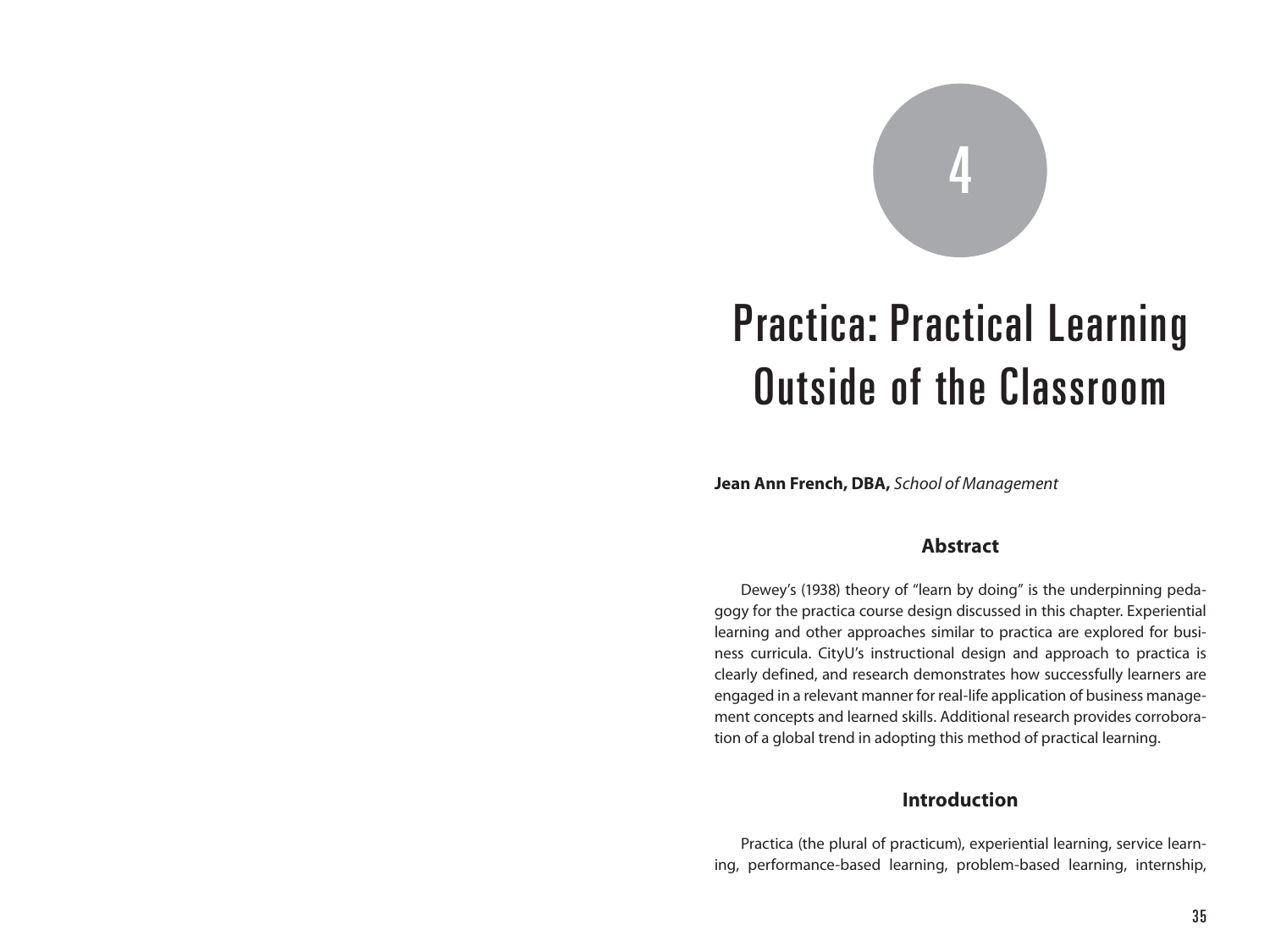# 4

# Practica: Practical Learning Outside of the Classroom

**Jean Ann French, DBA,** *School of Management*

## Abstract

Dewey's (1938) theory of "learn by doing" is the underpinning pedagogy for the practica course design discussed in this chapter. Experiential learning and other approaches similar to practica are explored for business curricula. CityU's instructional design and approach to practica is clearly defined, and research demonstrates how successfully learners are engaged in a relevant manner for real-life application of business management concepts and learned skills. Additional research provides corroboration of a global trend in adopting this method of practical learning.

## Introduction

Practica (the plural of practicum), experiential learning, service learning, performance-based learning, problem-based learning, internship,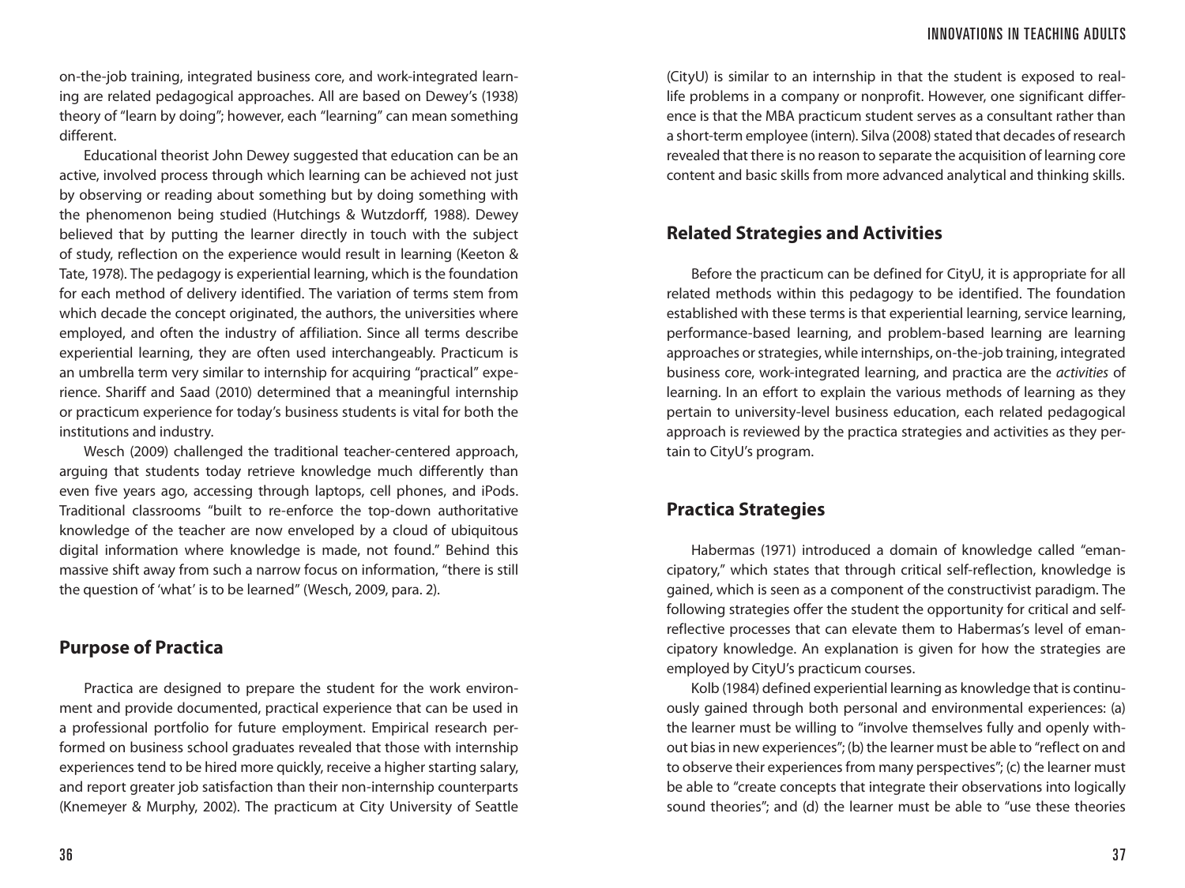on-the-job training, integrated business core, and work-integrated learning are related pedagogical approaches. All are based on Dewey's (1938) theory of "learn by doing"; however, each "learning" can mean something different.

Educational theorist John Dewey suggested that education can be an active, involved process through which learning can be achieved not just by observing or reading about something but by doing something with the phenomenon being studied (Hutchings & Wutzdorff, 1988). Dewey believed that by putting the learner directly in touch with the subject of study, reflection on the experience would result in learning (Keeton & Tate, 1978). The pedagogy is experiential learning, which is the foundation for each method of delivery identified. The variation of terms stem from which decade the concept originated, the authors, the universities where employed, and often the industry of affiliation. Since all terms describe experiential learning, they are often used interchangeably. Practicum is an umbrella term very similar to internship for acquiring "practical" experience. Shariff and Saad (2010) determined that a meaningful internship or practicum experience for today's business students is vital for both the institutions and industry.

Wesch (2009) challenged the traditional teacher-centered approach, arguing that students today retrieve knowledge much differently than even five years ago, accessing through laptops, cell phones, and iPods. Traditional classrooms "built to re-enforce the top-down authoritative knowledge of the teacher are now enveloped by a cloud of ubiquitous digital information where knowledge is made, not found." Behind this massive shift away from such a narrow focus on information, "there is still the question of 'what' is to be learned" (Wesch, 2009, para. 2).

## Purpose of Practica

Practica are designed to prepare the student for the work environment and provide documented, practical experience that can be used in a professional portfolio for future employment. Empirical research performed on business school graduates revealed that those with internship experiences tend to be hired more quickly, receive a higher starting salary, and report greater job satisfaction than their non-internship counterparts (Knemeyer & Murphy, 2002). The practicum at City University of Seattle (CityU) is similar to an internship in that the student is exposed to real-life problems in a company or nonprofit. However, one significant difference is that the MBA practicum student serves as a consultant rather than a short-term employee (intern). Silva (2008) stated that decades of research revealed that there is no reason to separate the acquisition of learning core content and basic skills from more advanced analytical and thinking skills.

## Related Strategies and Activities

Before the practicum can be defined for CityU, it is appropriate for all related methods within this pedagogy to be identified. The foundation established with these terms is that experiential learning, service learning, performance-based learning, and problem-based learning are learning approaches or strategies, while internships, on-the-job training, integrated business core, work-integrated learning, and practica are the *activities* of learning. In an effort to explain the various methods of learning as they pertain to university-level business education, each related pedagogical approach is reviewed by the practica strategies and activities as they pertain to CityU's program.

## Practica Strategies

Habermas (1971) introduced a domain of knowledge called "emancipatory," which states that through critical self-reflection, knowledge is gained, which is seen as a component of the constructivist paradigm. The following strategies offer the student the opportunity for critical and self-reflective processes that can elevate them to Habermas's level of emancipatory knowledge. An explanation is given for how the strategies are employed by CityU's practicum courses.

Kolb (1984) defined experiential learning as knowledge that is continuously gained through both personal and environmental experiences: (a) the learner must be willing to "involve themselves fully and openly without bias in new experiences"; (b) the learner must be able to "reflect on and to observe their experiences from many perspectives"; (c) the learner must be able to "create concepts that integrate their observations into logically sound theories"; and (d) the learner must be able to "use these theories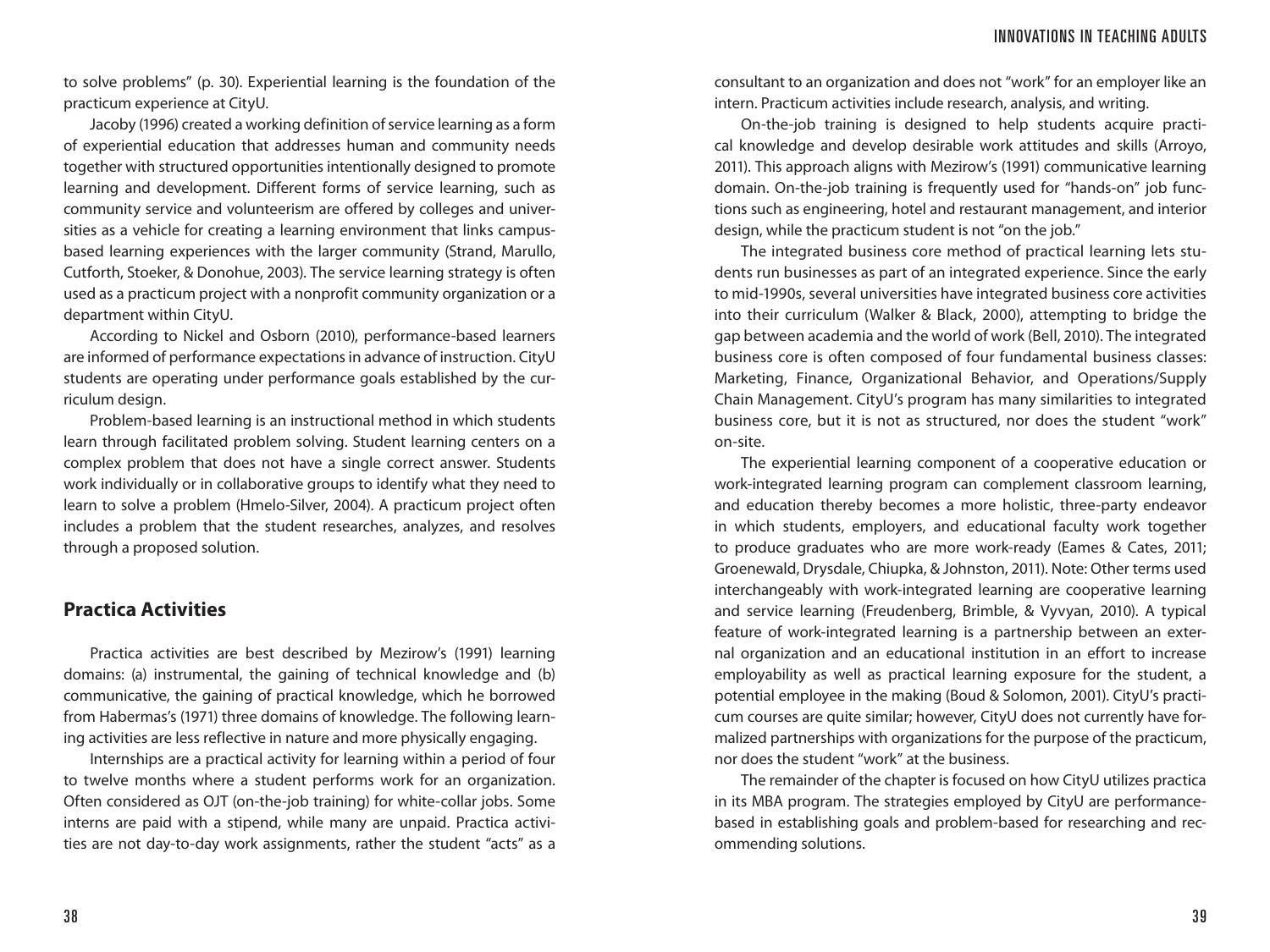to solve problems" (p. 30). Experiential learning is the foundation of the practicum experience at CityU.

Jacoby (1996) created a working definition of service learning as a form of experiential education that addresses human and community needs together with structured opportunities intentionally designed to promote learning and development. Different forms of service learning, such as community service and volunteerism are offered by colleges and universities as a vehicle for creating a learning environment that links campus-based learning experiences with the larger community (Strand, Marullo, Cutforth, Stoeker, & Donohue, 2003). The service learning strategy is often used as a practicum project with a nonprofit community organization or a department within CityU.

According to Nickel and Osborn (2010), performance-based learners are informed of performance expectations in advance of instruction. CityU students are operating under performance goals established by the curriculum design.

Problem-based learning is an instructional method in which students learn through facilitated problem solving. Student learning centers on a complex problem that does not have a single correct answer. Students work individually or in collaborative groups to identify what they need to learn to solve a problem (Hmelo-Silver, 2004). A practicum project often includes a problem that the student researches, analyzes, and resolves through a proposed solution.

## Practica Activities

Practica activities are best described by Mezirow's (1991) learning domains: (a) instrumental, the gaining of technical knowledge and (b) communicative, the gaining of practical knowledge, which he borrowed from Habermas's (1971) three domains of knowledge. The following learning activities are less reflective in nature and more physically engaging.

Internships are a practical activity for learning within a period of four to twelve months where a student performs work for an organization. Often considered as OJT (on-the-job training) for white-collar jobs. Some interns are paid with a stipend, while many are unpaid. Practica activities are not day-to-day work assignments, rather the student "acts" as a consultant to an organization and does not "work" for an employer like an intern. Practicum activities include research, analysis, and writing.

On-the-job training is designed to help students acquire practical knowledge and develop desirable work attitudes and skills (Arroyo, 2011). This approach aligns with Mezirow's (1991) communicative learning domain. On-the-job training is frequently used for "hands-on" job functions such as engineering, hotel and restaurant management, and interior design, while the practicum student is not "on the job."

The integrated business core method of practical learning lets students run businesses as part of an integrated experience. Since the early to mid-1990s, several universities have integrated business core activities into their curriculum (Walker & Black, 2000), attempting to bridge the gap between academia and the world of work (Bell, 2010). The integrated business core is often composed of four fundamental business classes: Marketing, Finance, Organizational Behavior, and Operations/Supply Chain Management. CityU's program has many similarities to integrated business core, but it is not as structured, nor does the student "work" on-site.

The experiential learning component of a cooperative education or work-integrated learning program can complement classroom learning, and education thereby becomes a more holistic, three-party endeavor in which students, employers, and educational faculty work together to produce graduates who are more work-ready (Eames & Cates, 2011; Groenewald, Drysdale, Chiupka, & Johnston, 2011). Note: Other terms used interchangeably with work-integrated learning are cooperative learning and service learning (Freudenberg, Brimble, & Vyvyan, 2010). A typical feature of work-integrated learning is a partnership between an external organization and an educational institution in an effort to increase employability as well as practical learning exposure for the student, a potential employee in the making (Boud & Solomon, 2001). CityU's practicum courses are quite similar; however, CityU does not currently have formalized partnerships with organizations for the purpose of the practicum, nor does the student "work" at the business.

The remainder of the chapter is focused on how CityU utilizes practica in its MBA program. The strategies employed by CityU are performance-based in establishing goals and problem-based for researching and recommending solutions.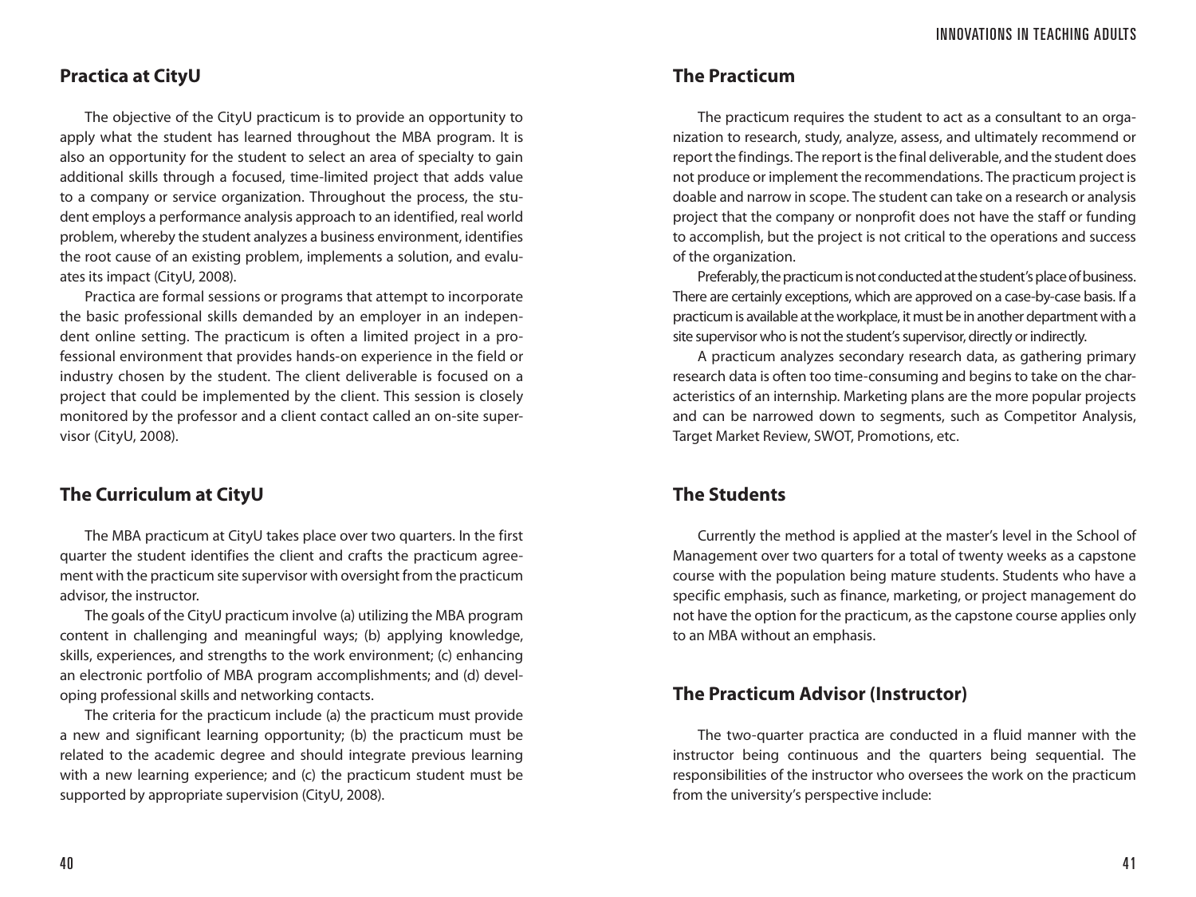## Practica at CityU

The objective of the CityU practicum is to provide an opportunity to apply what the student has learned throughout the MBA program. It is also an opportunity for the student to select an area of specialty to gain additional skills through a focused, time-limited project that adds value to a company or service organization. Throughout the process, the student employs a performance analysis approach to an identified, real world problem, whereby the student analyzes a business environment, identifies the root cause of an existing problem, implements a solution, and evaluates its impact (CityU, 2008).

Practica are formal sessions or programs that attempt to incorporate the basic professional skills demanded by an employer in an independent online setting. The practicum is often a limited project in a professional environment that provides hands-on experience in the field or industry chosen by the student. The client deliverable is focused on a project that could be implemented by the client. This session is closely monitored by the professor and a client contact called an on-site supervisor (CityU, 2008).

## The Curriculum at CityU

The MBA practicum at CityU takes place over two quarters. In the first quarter the student identifies the client and crafts the practicum agreement with the practicum site supervisor with oversight from the practicum advisor, the instructor.

The goals of the CityU practicum involve (a) utilizing the MBA program content in challenging and meaningful ways; (b) applying knowledge, skills, experiences, and strengths to the work environment; (c) enhancing an electronic portfolio of MBA program accomplishments; and (d) developing professional skills and networking contacts.

The criteria for the practicum include (a) the practicum must provide a new and significant learning opportunity; (b) the practicum must be related to the academic degree and should integrate previous learning with a new learning experience; and (c) the practicum student must be supported by appropriate supervision (CityU, 2008).

## The Practicum

The practicum requires the student to act as a consultant to an organization to research, study, analyze, assess, and ultimately recommend or report the findings. The report is the final deliverable, and the student does not produce or implement the recommendations. The practicum project is doable and narrow in scope. The student can take on a research or analysis project that the company or nonprofit does not have the staff or funding to accomplish, but the project is not critical to the operations and success of the organization.

Preferably, the practicum is not conducted at the student's place of business. There are certainly exceptions, which are approved on a case-by-case basis. If a practicum is available at the workplace, it must be in another department with a site supervisor who is not the student's supervisor, directly or indirectly.

A practicum analyzes secondary research data, as gathering primary research data is often too time-consuming and begins to take on the characteristics of an internship. Marketing plans are the more popular projects and can be narrowed down to segments, such as Competitor Analysis, Target Market Review, SWOT, Promotions, etc.

## The Students

Currently the method is applied at the master's level in the School of Management over two quarters for a total of twenty weeks as a capstone course with the population being mature students. Students who have a specific emphasis, such as finance, marketing, or project management do not have the option for the practicum, as the capstone course applies only to an MBA without an emphasis.

## The Practicum Advisor (Instructor)

The two-quarter practica are conducted in a fluid manner with the instructor being continuous and the quarters being sequential. The responsibilities of the instructor who oversees the work on the practicum from the university's perspective include: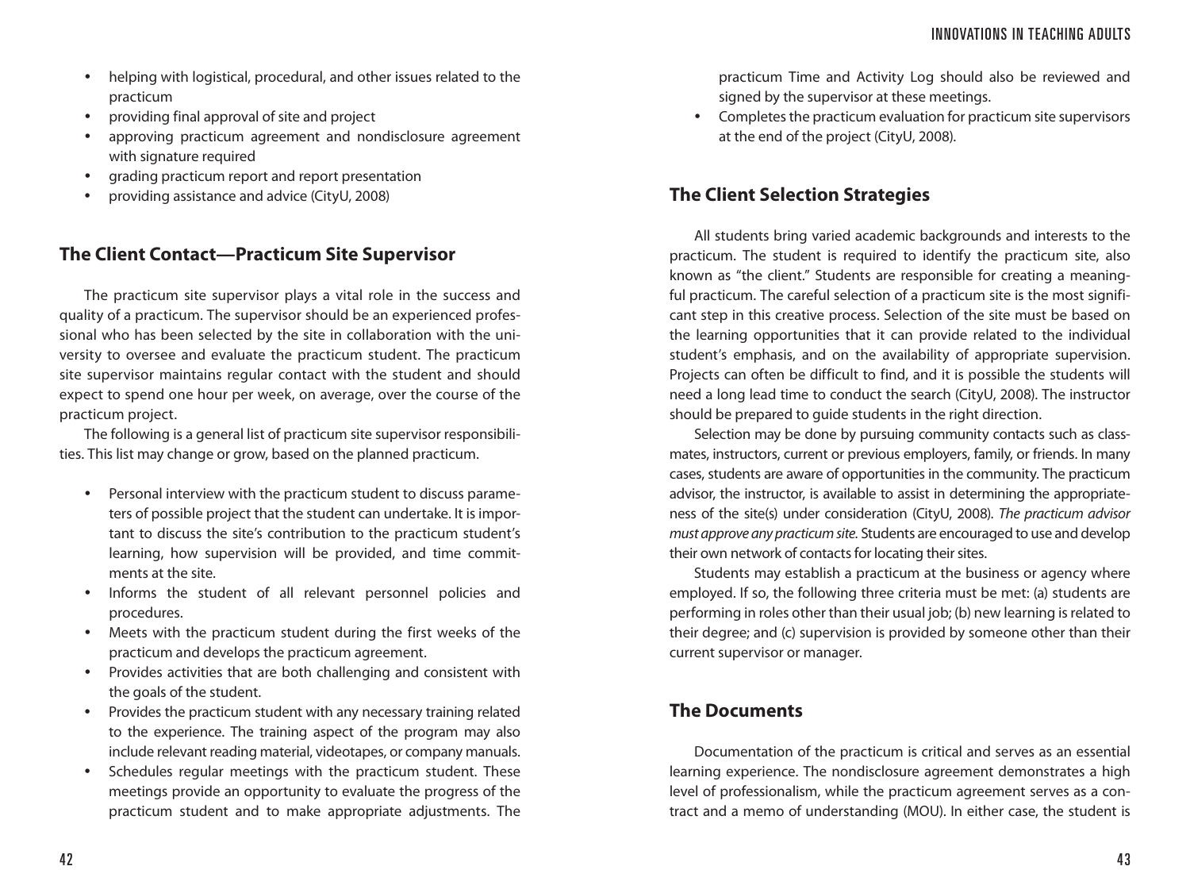- helping with logistical, procedural, and other issues related to the practicum
- providing final approval of site and project
- approving practicum agreement and nondisclosure agreement with signature required
- grading practicum report and report presentation
- providing assistance and advice (CityU, 2008)

## The Client Contact—Practicum Site Supervisor

The practicum site supervisor plays a vital role in the success and quality of a practicum. The supervisor should be an experienced professional who has been selected by the site in collaboration with the university to oversee and evaluate the practicum student. The practicum site supervisor maintains regular contact with the student and should expect to spend one hour per week, on average, over the course of the practicum project.

The following is a general list of practicum site supervisor responsibilities. This list may change or grow, based on the planned practicum.

- Personal interview with the practicum student to discuss parameters of possible project that the student can undertake. It is important to discuss the site's contribution to the practicum student's learning, how supervision will be provided, and time commitments at the site.
- Informs the student of all relevant personnel policies and procedures.
- Meets with the practicum student during the first weeks of the practicum and develops the practicum agreement.
- Provides activities that are both challenging and consistent with the goals of the student.
- Provides the practicum student with any necessary training related to the experience. The training aspect of the program may also include relevant reading material, videotapes, or company manuals.
- Schedules regular meetings with the practicum student. These meetings provide an opportunity to evaluate the progress of the practicum student and to make appropriate adjustments. The practicum Time and Activity Log should also be reviewed and signed by the supervisor at these meetings.
- Completes the practicum evaluation for practicum site supervisors at the end of the project (CityU, 2008).

## The Client Selection Strategies

All students bring varied academic backgrounds and interests to the practicum. The student is required to identify the practicum site, also known as "the client." Students are responsible for creating a meaningful practicum. The careful selection of a practicum site is the most significant step in this creative process. Selection of the site must be based on the learning opportunities that it can provide related to the individual student's emphasis, and on the availability of appropriate supervision. Projects can often be difficult to find, and it is possible the students will need a long lead time to conduct the search (CityU, 2008). The instructor should be prepared to guide students in the right direction.

Selection may be done by pursuing community contacts such as classmates, instructors, current or previous employers, family, or friends. In many cases, students are aware of opportunities in the community. The practicum advisor, the instructor, is available to assist in determining the appropriateness of the site(s) under consideration (CityU, 2008). *The practicum advisor must approve any practicum site.* Students are encouraged to use and develop their own network of contacts for locating their sites.

Students may establish a practicum at the business or agency where employed. If so, the following three criteria must be met: (a) students are performing in roles other than their usual job; (b) new learning is related to their degree; and (c) supervision is provided by someone other than their current supervisor or manager.

## The Documents

Documentation of the practicum is critical and serves as an essential learning experience. The nondisclosure agreement demonstrates a high level of professionalism, while the practicum agreement serves as a contract and a memo of understanding (MOU). In either case, the student is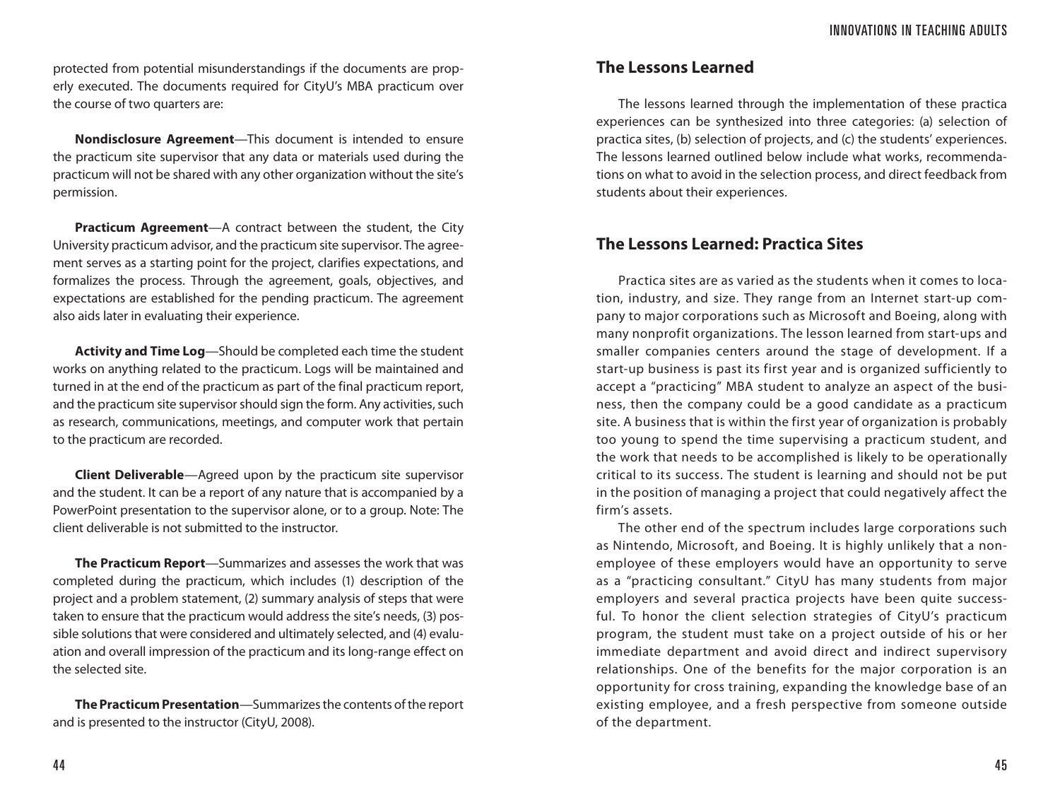protected from potential misunderstandings if the documents are properly executed. The documents required for CityU's MBA practicum over the course of two quarters are:

**Nondisclosure Agreement**—This document is intended to ensure the practicum site supervisor that any data or materials used during the practicum will not be shared with any other organization without the site's permission.

**Practicum Agreement**—A contract between the student, the City University practicum advisor, and the practicum site supervisor. The agreement serves as a starting point for the project, clarifies expectations, and formalizes the process. Through the agreement, goals, objectives, and expectations are established for the pending practicum. The agreement also aids later in evaluating their experience.

**Activity and Time Log**—Should be completed each time the student works on anything related to the practicum. Logs will be maintained and turned in at the end of the practicum as part of the final practicum report, and the practicum site supervisor should sign the form. Any activities, such as research, communications, meetings, and computer work that pertain to the practicum are recorded.

**Client Deliverable**—Agreed upon by the practicum site supervisor and the student. It can be a report of any nature that is accompanied by a PowerPoint presentation to the supervisor alone, or to a group. Note: The client deliverable is not submitted to the instructor.

**The Practicum Report**—Summarizes and assesses the work that was completed during the practicum, which includes (1) description of the project and a problem statement, (2) summary analysis of steps that were taken to ensure that the practicum would address the site's needs, (3) possible solutions that were considered and ultimately selected, and (4) evaluation and overall impression of the practicum and its long-range effect on the selected site.

**The Practicum Presentation**—Summarizes the contents of the report and is presented to the instructor (CityU, 2008).

## The Lessons Learned

The lessons learned through the implementation of these practica experiences can be synthesized into three categories: (a) selection of practica sites, (b) selection of projects, and (c) the students' experiences. The lessons learned outlined below include what works, recommendations on what to avoid in the selection process, and direct feedback from students about their experiences.

## The Lessons Learned: Practica Sites

Practica sites are as varied as the students when it comes to location, industry, and size. They range from an Internet start-up company to major corporations such as Microsoft and Boeing, along with many nonprofit organizations. The lesson learned from start-ups and smaller companies centers around the stage of development. If a start-up business is past its first year and is organized sufficiently to accept a "practicing" MBA student to analyze an aspect of the business, then the company could be a good candidate as a practicum site. A business that is within the first year of organization is probably too young to spend the time supervising a practicum student, and the work that needs to be accomplished is likely to be operationally critical to its success. The student is learning and should not be put in the position of managing a project that could negatively affect the firm's assets.

The other end of the spectrum includes large corporations such as Nintendo, Microsoft, and Boeing. It is highly unlikely that a non-employee of these employers would have an opportunity to serve as a "practicing consultant." CityU has many students from major employers and several practica projects have been quite successful. To honor the client selection strategies of CityU's practicum program, the student must take on a project outside of his or her immediate department and avoid direct and indirect supervisory relationships. One of the benefits for the major corporation is an opportunity for cross training, expanding the knowledge base of an existing employee, and a fresh perspective from someone outside of the department.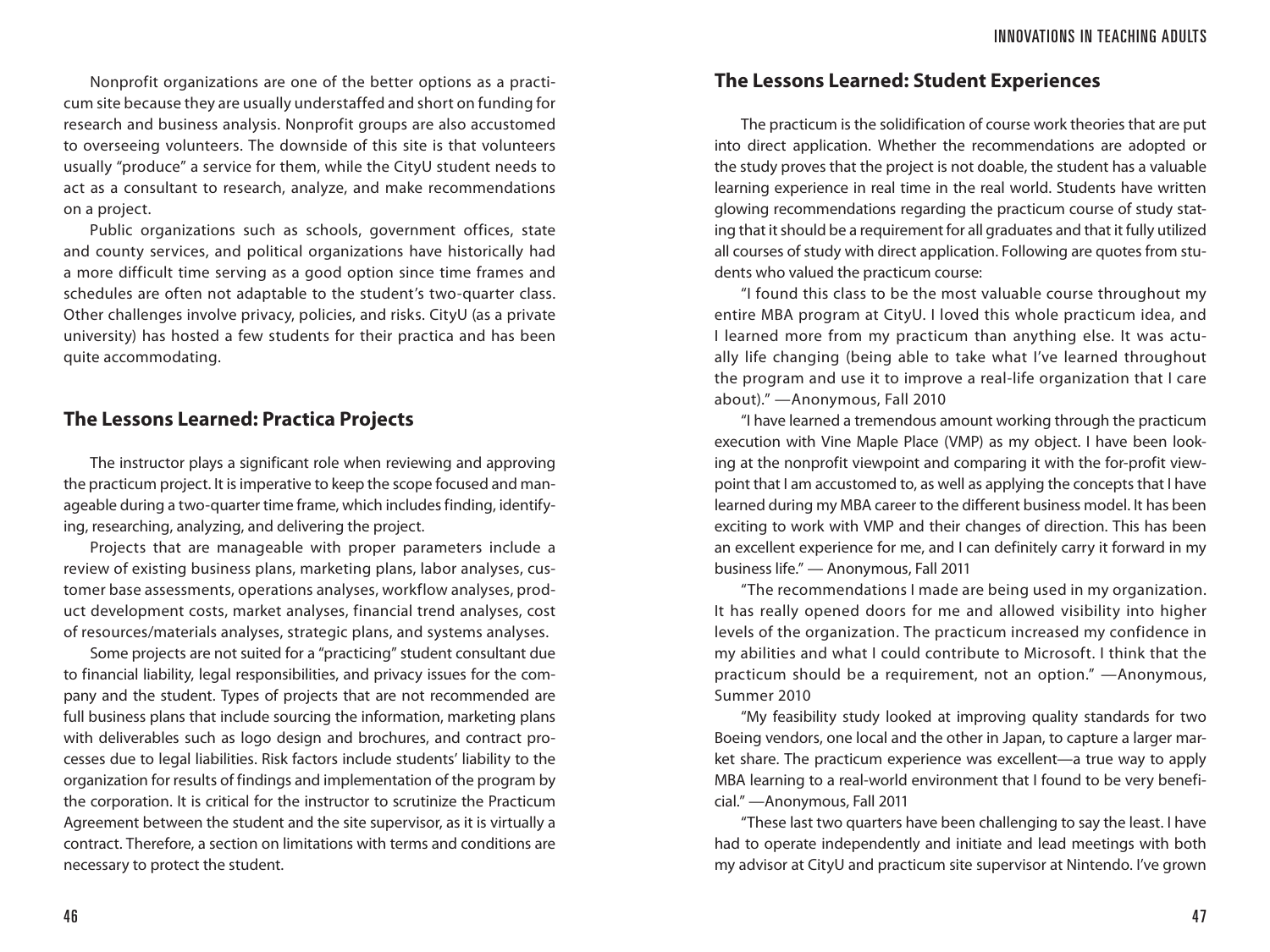Nonprofit organizations are one of the better options as a practicum site because they are usually understaffed and short on funding for research and business analysis. Nonprofit groups are also accustomed to overseeing volunteers. The downside of this site is that volunteers usually "produce" a service for them, while the CityU student needs to act as a consultant to research, analyze, and make recommendations on a project.

Public organizations such as schools, government offices, state and county services, and political organizations have historically had a more difficult time serving as a good option since time frames and schedules are often not adaptable to the student's two-quarter class. Other challenges involve privacy, policies, and risks. CityU (as a private university) has hosted a few students for their practica and has been quite accommodating.

## The Lessons Learned: Practica Projects

The instructor plays a significant role when reviewing and approving the practicum project. It is imperative to keep the scope focused and manageable during a two-quarter time frame, which includes finding, identifying, researching, analyzing, and delivering the project.

Projects that are manageable with proper parameters include a review of existing business plans, marketing plans, labor analyses, customer base assessments, operations analyses, workflow analyses, product development costs, market analyses, financial trend analyses, cost of resources/materials analyses, strategic plans, and systems analyses.

Some projects are not suited for a "practicing" student consultant due to financial liability, legal responsibilities, and privacy issues for the company and the student. Types of projects that are not recommended are full business plans that include sourcing the information, marketing plans with deliverables such as logo design and brochures, and contract processes due to legal liabilities. Risk factors include students' liability to the organization for results of findings and implementation of the program by the corporation. It is critical for the instructor to scrutinize the Practicum Agreement between the student and the site supervisor, as it is virtually a contract. Therefore, a section on limitations with terms and conditions are necessary to protect the student.

## The Lessons Learned: Student Experiences

The practicum is the solidification of course work theories that are put into direct application. Whether the recommendations are adopted or the study proves that the project is not doable, the student has a valuable learning experience in real time in the real world. Students have written glowing recommendations regarding the practicum course of study stating that it should be a requirement for all graduates and that it fully utilized all courses of study with direct application. Following are quotes from students who valued the practicum course:

"I found this class to be the most valuable course throughout my entire MBA program at CityU. I loved this whole practicum idea, and I learned more from my practicum than anything else. It was actually life changing (being able to take what I've learned throughout the program and use it to improve a real-life organization that I care about)." —Anonymous, Fall 2010

"I have learned a tremendous amount working through the practicum execution with Vine Maple Place (VMP) as my object. I have been looking at the nonprofit viewpoint and comparing it with the for-profit viewpoint that I am accustomed to, as well as applying the concepts that I have learned during my MBA career to the different business model. It has been exciting to work with VMP and their changes of direction. This has been an excellent experience for me, and I can definitely carry it forward in my business life." — Anonymous, Fall 2011

"The recommendations I made are being used in my organization. It has really opened doors for me and allowed visibility into higher levels of the organization. The practicum increased my confidence in my abilities and what I could contribute to Microsoft. I think that the practicum should be a requirement, not an option." —Anonymous, Summer 2010

"My feasibility study looked at improving quality standards for two Boeing vendors, one local and the other in Japan, to capture a larger market share. The practicum experience was excellent—a true way to apply MBA learning to a real-world environment that I found to be very beneficial." —Anonymous, Fall 2011

"These last two quarters have been challenging to say the least. I have had to operate independently and initiate and lead meetings with both my advisor at CityU and practicum site supervisor at Nintendo. I've grown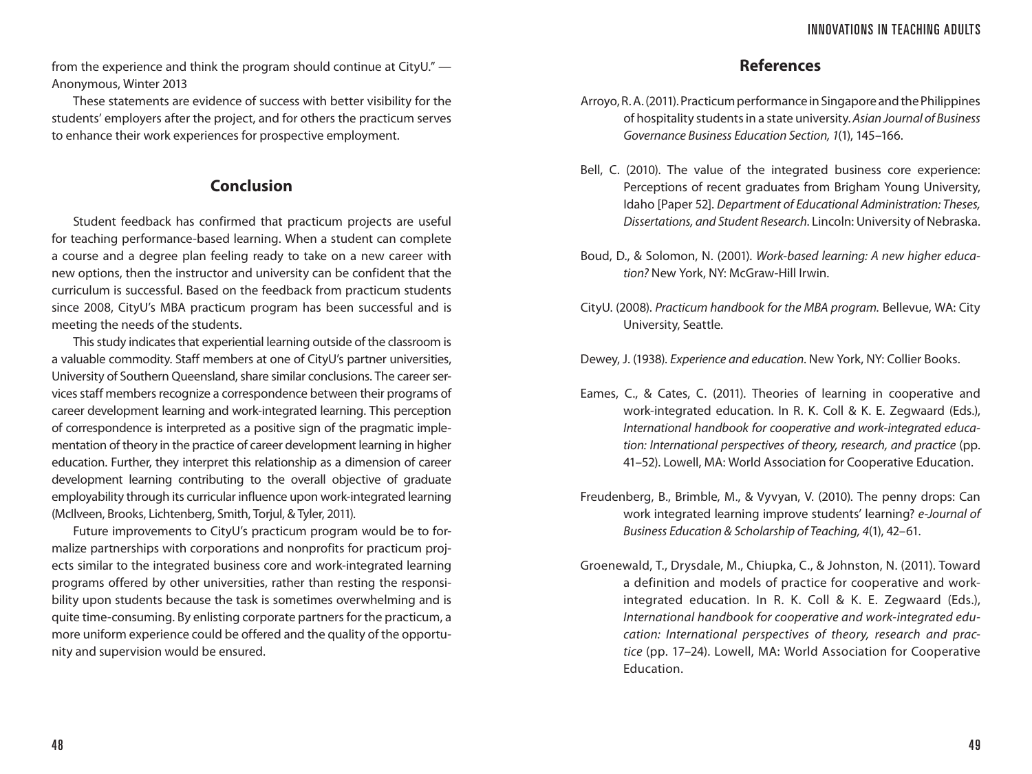from the experience and think the program should continue at CityU." — Anonymous, Winter 2013

These statements are evidence of success with better visibility for the students' employers after the project, and for others the practicum serves to enhance their work experiences for prospective employment.

## Conclusion

Student feedback has confirmed that practicum projects are useful for teaching performance-based learning. When a student can complete a course and a degree plan feeling ready to take on a new career with new options, then the instructor and university can be confident that the curriculum is successful. Based on the feedback from practicum students since 2008, CityU's MBA practicum program has been successful and is meeting the needs of the students.

This study indicates that experiential learning outside of the classroom is a valuable commodity. Staff members at one of CityU's partner universities, University of Southern Queensland, share similar conclusions. The career services staff members recognize a correspondence between their programs of career development learning and work-integrated learning. This perception of correspondence is interpreted as a positive sign of the pragmatic implementation of theory in the practice of career development learning in higher education. Further, they interpret this relationship as a dimension of career development learning contributing to the overall objective of graduate employability through its curricular influence upon work-integrated learning (McIlveen, Brooks, Lichtenberg, Smith, Torjul, & Tyler, 2011).

Future improvements to CityU's practicum program would be to formalize partnerships with corporations and nonprofits for practicum projects similar to the integrated business core and work-integrated learning programs offered by other universities, rather than resting the responsibility upon students because the task is sometimes overwhelming and is quite time-consuming. By enlisting corporate partners for the practicum, a more uniform experience could be offered and the quality of the opportunity and supervision would be ensured.

## References

Arroyo, R. A. (2011). Practicum performance in Singapore and the Philippines of hospitality students in a state university. *Asian Journal of Business Governance Business Education Section, 1*(1), 145–166.

Bell, C. (2010). The value of the integrated business core experience: Perceptions of recent graduates from Brigham Young University, Idaho [Paper 52]. *Department of Educational Administration: Theses, Dissertations, and Student Research*. Lincoln: University of Nebraska.

Boud, D., & Solomon, N. (2001). *Work-based learning: A new higher education?* New York, NY: McGraw-Hill Irwin.

CityU. (2008). *Practicum handbook for the MBA program.* Bellevue, WA: City University, Seattle.

Dewey, J. (1938). *Experience and education*. New York, NY: Collier Books.

Eames, C., & Cates, C. (2011). Theories of learning in cooperative and work-integrated education. In R. K. Coll & K. E. Zegwaard (Eds.), *International handbook for cooperative and work-integrated education: International perspectives of theory, research, and practice* (pp. 41–52). Lowell, MA: World Association for Cooperative Education.

Freudenberg, B., Brimble, M., & Vyvyan, V. (2010). The penny drops: Can work integrated learning improve students' learning? *e-Journal of Business Education & Scholarship of Teaching, 4*(1), 42–61.

Groenewald, T., Drysdale, M., Chiupka, C., & Johnston, N. (2011). Toward a definition and models of practice for cooperative and work-integrated education. In R. K. Coll & K. E. Zegwaard (Eds.), *International handbook for cooperative and work-integrated education: International perspectives of theory, research and practice* (pp. 17–24). Lowell, MA: World Association for Cooperative Education.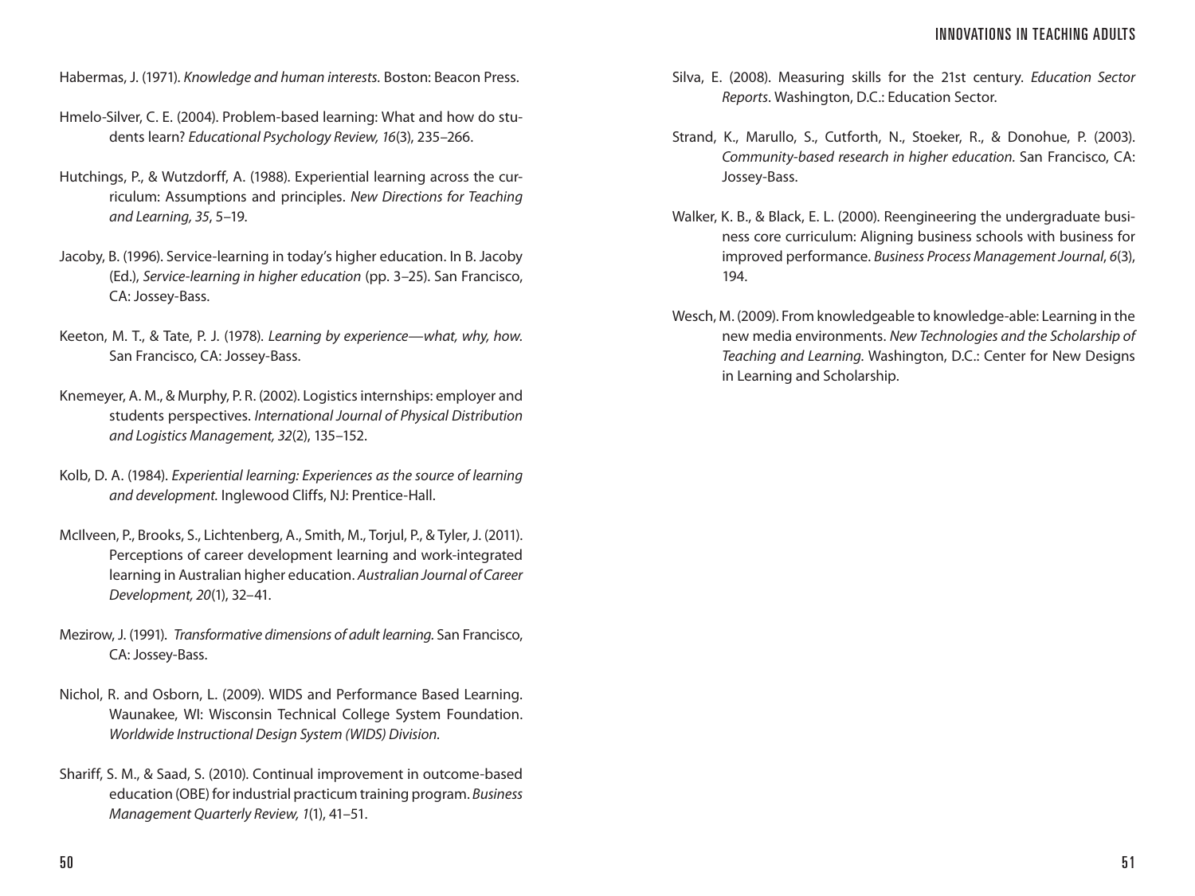Habermas, J. (1971). *Knowledge and human interests.* Boston: Beacon Press.

Hmelo-Silver, C. E. (2004). Problem-based learning: What and how do students learn? *Educational Psychology Review, 16*(3), 235–266.

Hutchings, P., & Wutzdorff, A. (1988). Experiential learning across the curriculum: Assumptions and principles. *New Directions for Teaching and Learning, 35*, 5–19.

Jacoby, B. (1996). Service-learning in today's higher education. In B. Jacoby (Ed.), *Service-learning in higher education* (pp. 3–25). San Francisco, CA: Jossey-Bass.

Keeton, M. T., & Tate, P. J. (1978). *Learning by experience—what, why, how.* San Francisco, CA: Jossey-Bass.

Knemeyer, A. M., & Murphy, P. R. (2002). Logistics internships: employer and students perspectives. *International Journal of Physical Distribution and Logistics Management, 32*(2), 135–152.

Kolb, D. A. (1984). *Experiential learning: Experiences as the source of learning and development.* Inglewood Cliffs, NJ: Prentice-Hall.

McIlveen, P., Brooks, S., Lichtenberg, A., Smith, M., Torjul, P., & Tyler, J. (2011). Perceptions of career development learning and work-integrated learning in Australian higher education. *Australian Journal of Career Development, 20*(1), 32–41.

Mezirow, J. (1991). *Transformative dimensions of adult learning.* San Francisco, CA: Jossey-Bass.

Nichol, R. and Osborn, L. (2009). WIDS and Performance Based Learning. Waunakee, WI: Wisconsin Technical College System Foundation. *Worldwide Instructional Design System (WIDS) Division.*

Shariff, S. M., & Saad, S. (2010). Continual improvement in outcome-based education (OBE) for industrial practicum training program. *Business Management Quarterly Review, 1*(1), 41–51.

Silva, E. (2008). Measuring skills for the 21st century. *Education Sector Reports*. Washington, D.C.: Education Sector.

Strand, K., Marullo, S., Cutforth, N., Stoeker, R., & Donohue, P. (2003). *Community-based research in higher education.* San Francisco, CA: Jossey-Bass.

Walker, K. B., & Black, E. L. (2000). Reengineering the undergraduate business core curriculum: Aligning business schools with business for improved performance. *Business Process Management Journal*, *6*(3), 194.

Wesch, M. (2009). From knowledgeable to knowledge-able: Learning in the new media environments. *New Technologies and the Scholarship of Teaching and Learning.* Washington, D.C.: Center for New Designs in Learning and Scholarship.